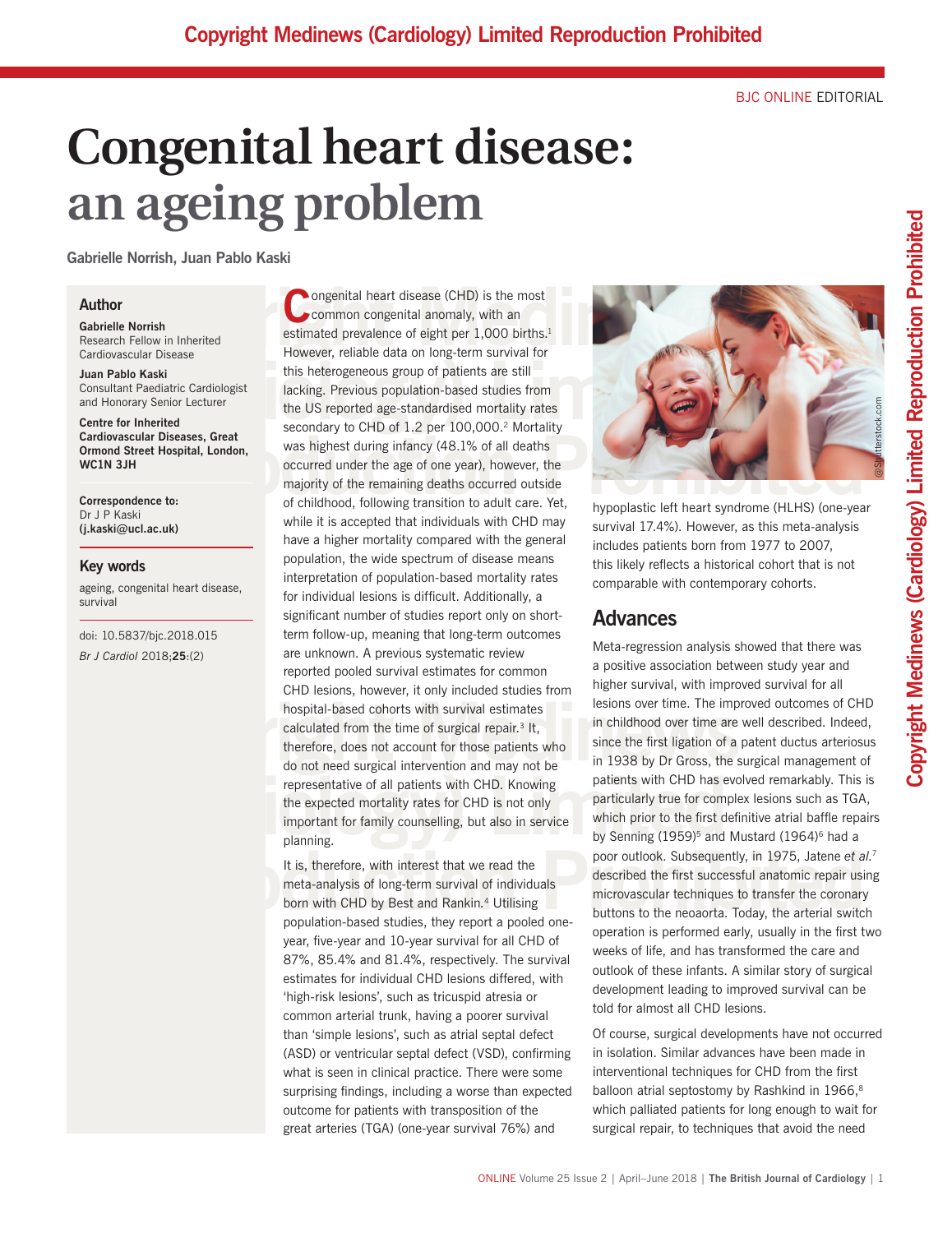BJC ONLINE EDITORIAL

# Congenital heart disease: an ageing problem

**Gabrielle Norrish, Juan Pablo Kaski**

### Author

**Gabrielle Norrish**
Research Fellow in Inherited Cardiovascular Disease

**Juan Pablo Kaski**
Consultant Paediatric Cardiologist and Honorary Senior Lecturer

**Centre for Inherited Cardiovascular Diseases, Great Ormond Street Hospital, London, WC1N 3JH**

**Correspondence to:**
Dr J P Kaski
**(j.kaski@ucl.ac.uk)**

### Key words

ageing, congenital heart disease, survival

doi: 10.5837/bjc.2018.015
*Br J Cardiol* 2018;**25**:(2)

Congenital heart disease (CHD) is the most common congenital anomaly, with an estimated prevalence of eight per 1,000 births.[1] However, reliable data on long-term survival for this heterogeneous group of patients are still lacking. Previous population-based studies from the US reported age-standardised mortality rates secondary to CHD of 1.2 per 100,000.[2] Mortality was highest during infancy (48.1% of all deaths occurred under the age of one year), however, the majority of the remaining deaths occurred outside of childhood, following transition to adult care. Yet, while it is accepted that individuals with CHD may have a higher mortality compared with the general population, the wide spectrum of disease means interpretation of population-based mortality rates for individual lesions is difficult. Additionally, a significant number of studies report only on short-term follow-up, meaning that long-term outcomes are unknown. A previous systematic review reported pooled survival estimates for common CHD lesions, however, it only included studies from hospital-based cohorts with survival estimates calculated from the time of surgical repair.[3] It, therefore, does not account for those patients who do not need surgical intervention and may not be representative of all patients with CHD. Knowing the expected mortality rates for CHD is not only important for family counselling, but also in service planning.

It is, therefore, with interest that we read the meta-analysis of long-term survival of individuals born with CHD by Best and Rankin.[4] Utilising population-based studies, they report a pooled one-year, five-year and 10-year survival for all CHD of 87%, 85.4% and 81.4%, respectively. The survival estimates for individual CHD lesions differed, with 'high-risk lesions', such as tricuspid atresia or common arterial trunk, having a poorer survival than 'simple lesions', such as atrial septal defect (ASD) or ventricular septal defect (VSD), confirming what is seen in clinical practice. There were some surprising findings, including a worse than expected outcome for patients with transposition of the great arteries (TGA) (one-year survival 76%) and hypoplastic left heart syndrome (HLHS) (one-year survival 17.4%). However, as this meta-analysis includes patients born from 1977 to 2007, this likely reflects a historical cohort that is not comparable with contemporary cohorts.

## Advances

Meta-regression analysis showed that there was a positive association between study year and higher survival, with improved survival for all lesions over time. The improved outcomes of CHD in childhood over time are well described. Indeed, since the first ligation of a patent ductus arteriosus in 1938 by Dr Gross, the surgical management of patients with CHD has evolved remarkably. This is particularly true for complex lesions such as TGA, which prior to the first definitive atrial baffle repairs by Senning (1959)[5] and Mustard (1964)[6] had a poor outlook. Subsequently, in 1975, Jatene *et al.*[7] described the first successful anatomic repair using microvascular techniques to transfer the coronary buttons to the neoaorta. Today, the arterial switch operation is performed early, usually in the first two weeks of life, and has transformed the care and outlook of these infants. A similar story of surgical development leading to improved survival can be told for almost all CHD lesions.

Of course, surgical developments have not occurred in isolation. Similar advances have been made in interventional techniques for CHD from the first balloon atrial septostomy by Rashkind in 1966,[8] which palliated patients for long enough to wait for surgical repair, to techniques that avoid the need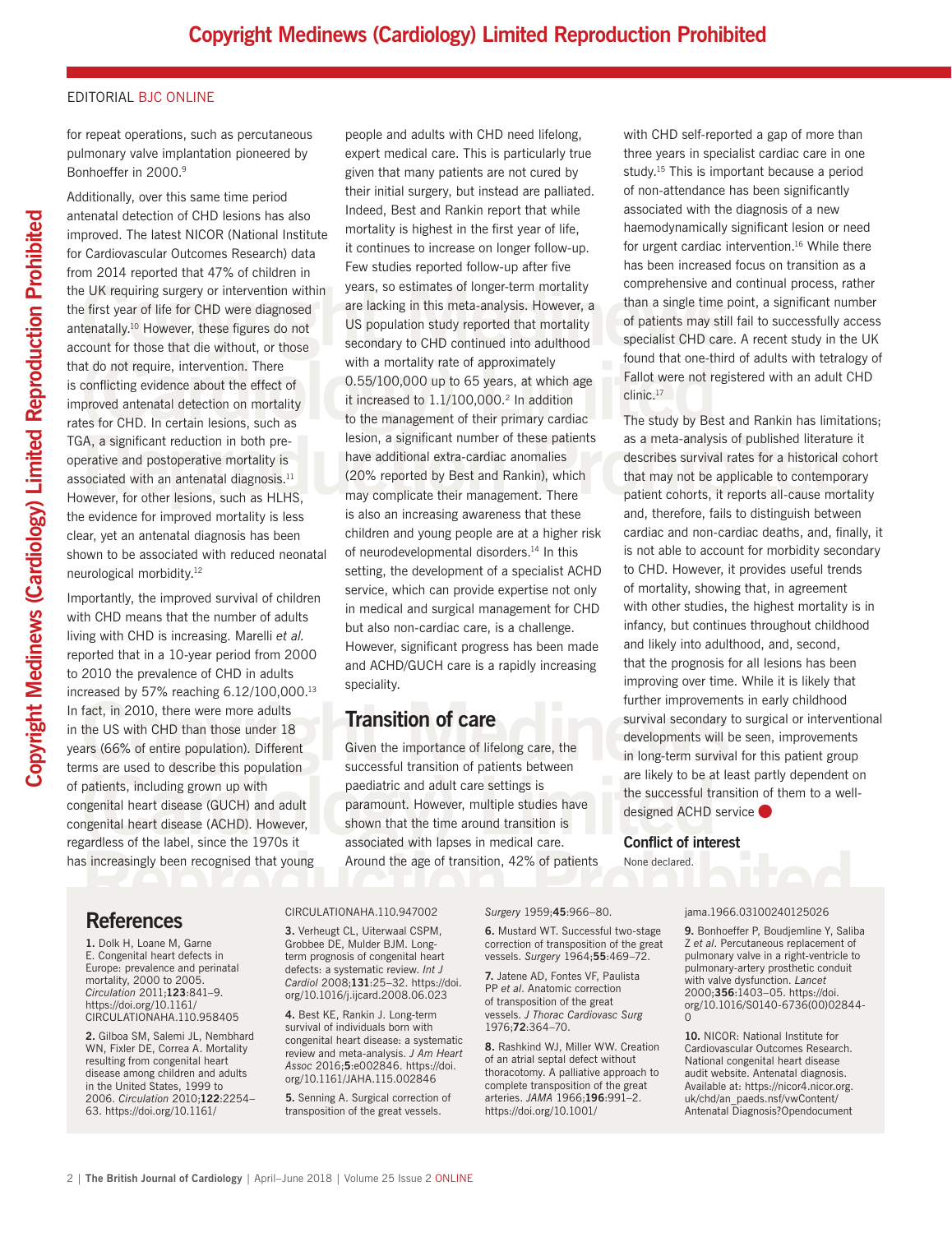for repeat operations, such as percutaneous pulmonary valve implantation pioneered by Bonhoeffer in 2000.[9]

Additionally, over this same time period antenatal detection of CHD lesions has also improved. The latest NICOR (National Institute for Cardiovascular Outcomes Research) data from 2014 reported that 47% of children in the UK requiring surgery or intervention within the first year of life for CHD were diagnosed antenatally.[10] However, these figures do not account for those that die without, or those that do not require, intervention. There is conflicting evidence about the effect of improved antenatal detection on mortality rates for CHD. In certain lesions, such as TGA, a significant reduction in both pre-operative and postoperative mortality is associated with an antenatal diagnosis.[11] However, for other lesions, such as HLHS, the evidence for improved mortality is less clear, yet an antenatal diagnosis has been shown to be associated with reduced neonatal neurological morbidity.[12]

Importantly, the improved survival of children with CHD means that the number of adults living with CHD is increasing. Marelli *et al.* reported that in a 10-year period from 2000 to 2010 the prevalence of CHD in adults increased by 57% reaching 6.12/100,000.[13] In fact, in 2010, there were more adults in the US with CHD than those under 18 years (66% of entire population). Different terms are used to describe this population of patients, including grown up with congenital heart disease (GUCH) and adult congenital heart disease (ACHD). However, regardless of the label, since the 1970s it has increasingly been recognised that young people and adults with CHD need lifelong, expert medical care. This is particularly true given that many patients are not cured by their initial surgery, but instead are palliated. Indeed, Best and Rankin report that while mortality is highest in the first year of life, it continues to increase on longer follow-up. Few studies reported follow-up after five years, so estimates of longer-term mortality are lacking in this meta-analysis. However, a US population study reported that mortality secondary to CHD continued into adulthood with a mortality rate of approximately 0.55/100,000 up to 65 years, at which age it increased to 1.1/100,000.[2] In addition to the management of their primary cardiac lesion, a significant number of these patients have additional extra-cardiac anomalies (20% reported by Best and Rankin), which may complicate their management. There is also an increasing awareness that these children and young people are at a higher risk of neurodevelopmental disorders.[14] In this setting, the development of a specialist ACHD service, which can provide expertise not only in medical and surgical management for CHD but also non-cardiac care, is a challenge. However, significant progress has been made and ACHD/GUCH care is a rapidly increasing speciality.

## Transition of care

Given the importance of lifelong care, the successful transition of patients between paediatric and adult care settings is paramount. However, multiple studies have shown that the time around transition is associated with lapses in medical care. Around the age of transition, 42% of patients with CHD self-reported a gap of more than three years in specialist cardiac care in one study.[15] This is important because a period of non-attendance has been significantly associated with the diagnosis of a new haemodynamically significant lesion or need for urgent cardiac intervention.[16] While there has been increased focus on transition as a comprehensive and continual process, rather than a single time point, a significant number of patients may still fail to successfully access specialist CHD care. A recent study in the UK found that one-third of adults with tetralogy of Fallot were not registered with an adult CHD clinic.[17]

The study by Best and Rankin has limitations; as a meta-analysis of published literature it describes survival rates for a historical cohort that may not be applicable to contemporary patient cohorts, it reports all-cause mortality and, therefore, fails to distinguish between cardiac and non-cardiac deaths, and, finally, it is not able to account for morbidity secondary to CHD. However, it provides useful trends of mortality, showing that, in agreement with other studies, the highest mortality is in infancy, but continues throughout childhood and likely into adulthood, and, second, that the prognosis for all lesions has been improving over time. While it is likely that further improvements in early childhood survival secondary to surgical or interventional developments will be seen, improvements in long-term survival for this patient group are likely to be at least partly dependent on the successful transition of them to a well-designed ACHD service

### Conflict of interest

None declared.

## References

1. Dolk H, Loane M, Garne E. Congenital heart defects in Europe: prevalence and perinatal mortality, 2000 to 2005. *Circulation* 2011;**123**:841–9. https://doi.org/10.1161/CIRCULATIONAHA.110.958405
2. Gilboa SM, Salemi JL, Nembhard WN, Fixler DE, Correa A. Mortality resulting from congenital heart disease among children and adults in the United States, 1999 to 2006. *Circulation* 2010;**122**:2254–63. https://doi.org/10.1161/CIRCULATIONAHA.110.947002
3. Verheugt CL, Uiterwaal CSPM, Grobbee DE, Mulder BJM. Long-term prognosis of congenital heart defects: a systematic review. *Int J Cardiol* 2008;**131**:25–32. https://doi.org/10.1016/j.ijcard.2008.06.023
4. Best KE, Rankin J. Long-term survival of individuals born with congenital heart disease: a systematic review and meta-analysis. *J Am Heart Assoc* 2016;**5**:e002846. https://doi.org/10.1161/JAHA.115.002846
5. Senning A. Surgical correction of transposition of the great vessels. *Surgery* 1959;**45**:966–80.
6. Mustard WT. Successful two-stage correction of transposition of the great vessels. *Surgery* 1964;**55**:469–72.
7. Jatene AD, Fontes VF, Paulista PP *et al*. Anatomic correction of transposition of the great vessels. *J Thorac Cardiovasc Surg* 1976;**72**:364–70.
8. Rashkind WJ, Miller WW. Creation of an atrial septal defect without thoracotomy. A palliative approach to complete transposition of the great arteries. *JAMA* 1966;**196**:991–2. https://doi.org/10.1001/jama.1966.03100240125026
9. Bonhoeffer P, Boudjemline Y, Saliba Z *et al*. Percutaneous replacement of pulmonary valve in a right-ventricle to pulmonary-artery prosthetic conduit with valve dysfunction. *Lancet* 2000;**356**:1403–05. https://doi.org/10.1016/S0140-6736(00)02844-0
10. NICOR: National Institute for Cardiovascular Outcomes Research. National congenital heart disease audit website. Antenatal diagnosis. Available at: https://nicor4.nicor.org.uk/chd/an_paeds.nsf/vwContent/Antenatal Diagnosis?Opendocument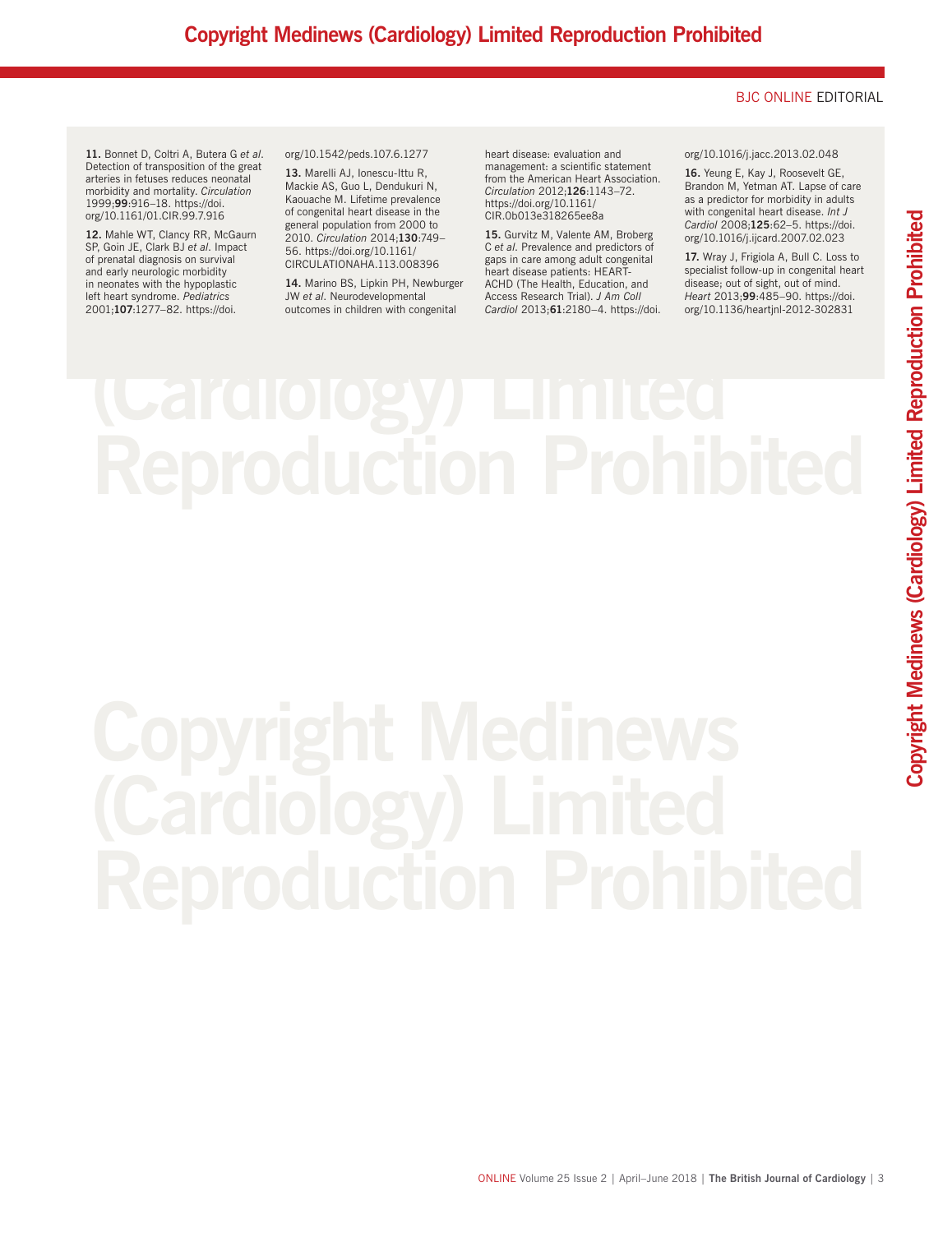11. Bonnet D, Coltri A, Butera G *et al*. Detection of transposition of the great arteries in fetuses reduces neonatal morbidity and mortality. *Circulation* 1999;**99**:916–18. https://doi.org/10.1161/01.CIR.99.7.916

12. Mahle WT, Clancy RR, McGaurn SP, Goin JE, Clark BJ *et al*. Impact of prenatal diagnosis on survival and early neurologic morbidity in neonates with the hypoplastic left heart syndrome. *Pediatrics* 2001;**107**:1277–82. https://doi.org/10.1542/peds.107.6.1277

13. Marelli AJ, Ionescu-Ittu R, Mackie AS, Guo L, Dendukuri N, Kaouache M. Lifetime prevalence of congenital heart disease in the general population from 2000 to 2010. *Circulation* 2014;**130**:749–56. https://doi.org/10.1161/CIRCULATIONAHA.113.008396

14. Marino BS, Lipkin PH, Newburger JW *et al*. Neurodevelopmental outcomes in children with congenital heart disease: evaluation and management: a scientific statement from the American Heart Association. *Circulation* 2012;**126**:1143–72. https://doi.org/10.1161/CIR.0b013e318265ee8a

15. Gurvitz M, Valente AM, Broberg C *et al*. Prevalence and predictors of gaps in care among adult congenital heart disease patients: HEART-ACHD (The Health, Education, and Access Research Trial). *J Am Coll Cardiol* 2013;**61**:2180–4. https://doi.org/10.1016/j.jacc.2013.02.048

16. Yeung E, Kay J, Roosevelt GE, Brandon M, Yetman AT. Lapse of care as a predictor for morbidity in adults with congenital heart disease. *Int J Cardiol* 2008;**125**:62–5. https://doi.org/10.1016/j.ijcard.2007.02.023

17. Wray J, Frigiola A, Bull C. Loss to specialist follow-up in congenital heart disease; out of sight, out of mind. *Heart* 2013;**99**:485–90. https://doi.org/10.1136/heartjnl-2012-302831